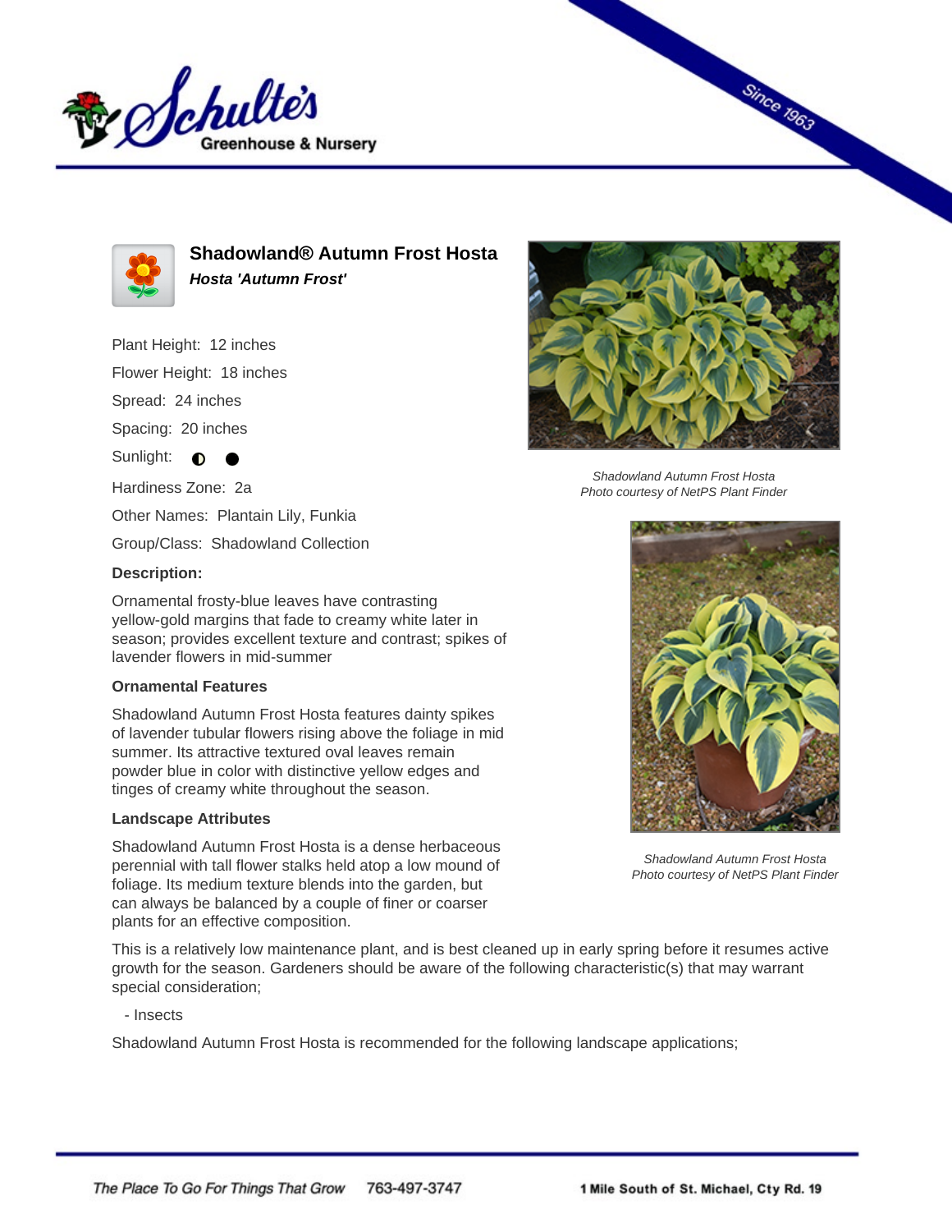# Shadowland® Autumn Frost Hosta

***Hosta 'Autumn Frost'***

Plant Height: 12 inches

Flower Height: 18 inches

Spread: 24 inches

Spacing: 20 inches

Sunlight: ◐ ●

Hardiness Zone: 2a

Other Names: Plantain Lily, Funkia

Group/Class: Shadowland Collection

**Description:**

Ornamental frosty-blue leaves have contrasting yellow-gold margins that fade to creamy white later in season; provides excellent texture and contrast; spikes of lavender flowers in mid-summer

### Ornamental Features

Shadowland Autumn Frost Hosta features dainty spikes of lavender tubular flowers rising above the foliage in mid summer. Its attractive textured oval leaves remain powder blue in color with distinctive yellow edges and tinges of creamy white throughout the season.

### Landscape Attributes

Shadowland Autumn Frost Hosta is a dense herbaceous perennial with tall flower stalks held atop a low mound of foliage. Its medium texture blends into the garden, but can always be balanced by a couple of finer or coarser plants for an effective composition.

This is a relatively low maintenance plant, and is best cleaned up in early spring before it resumes active growth for the season. Gardeners should be aware of the following characteristic(s) that may warrant special consideration;

- Insects

Shadowland Autumn Frost Hosta is recommended for the following landscape applications;

*Shadowland Autumn Frost Hosta*
*Photo courtesy of NetPS Plant Finder*

*Shadowland Autumn Frost Hosta*
*Photo courtesy of NetPS Plant Finder*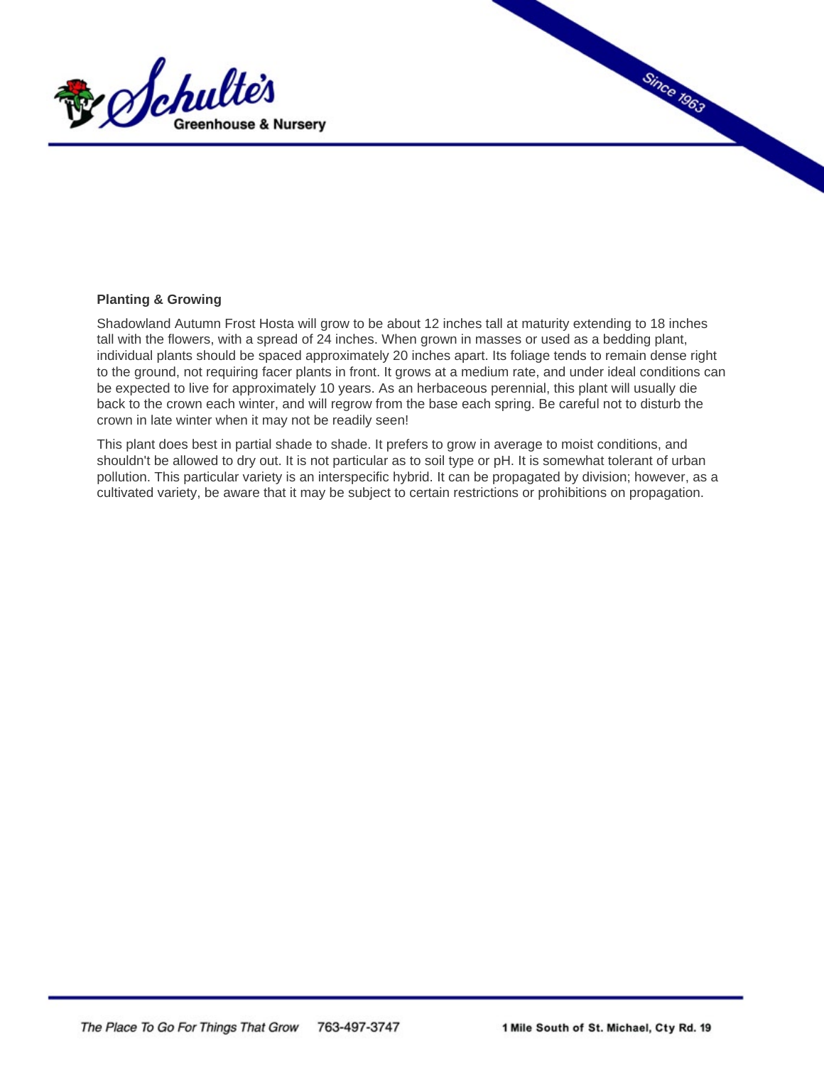**Planting & Growing**

Shadowland Autumn Frost Hosta will grow to be about 12 inches tall at maturity extending to 18 inches tall with the flowers, with a spread of 24 inches. When grown in masses or used as a bedding plant, individual plants should be spaced approximately 20 inches apart. Its foliage tends to remain dense right to the ground, not requiring facer plants in front. It grows at a medium rate, and under ideal conditions can be expected to live for approximately 10 years. As an herbaceous perennial, this plant will usually die back to the crown each winter, and will regrow from the base each spring. Be careful not to disturb the crown in late winter when it may not be readily seen!

This plant does best in partial shade to shade. It prefers to grow in average to moist conditions, and shouldn't be allowed to dry out. It is not particular as to soil type or pH. It is somewhat tolerant of urban pollution. This particular variety is an interspecific hybrid. It can be propagated by division; however, as a cultivated variety, be aware that it may be subject to certain restrictions or prohibitions on propagation.